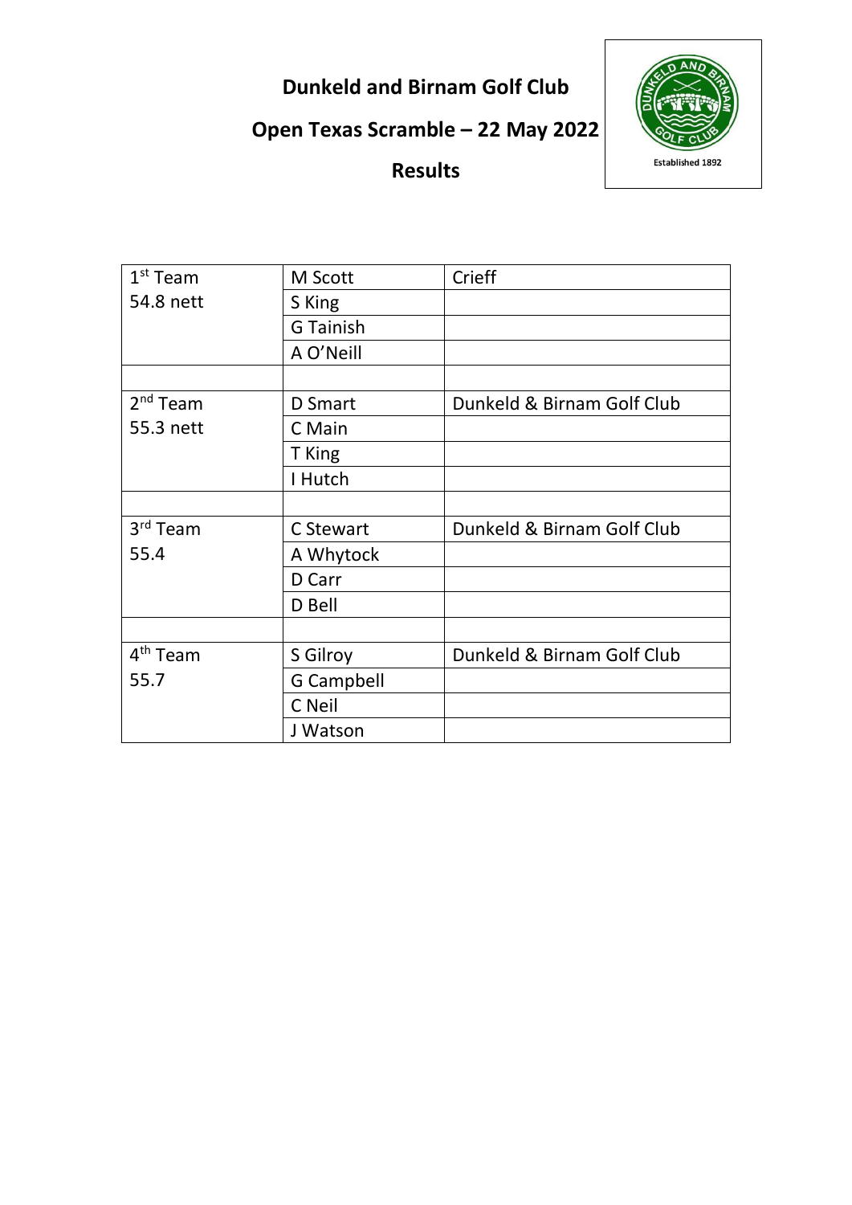# Dunkeld and Birnam Golf Club

## Open Texas Scramble – 22 May 2022

## Results

| | | |
|---|---|---|
| 1st Team<br>54.8 nett | M Scott | Crieff |
| | S King | |
| | G Tainish | |
| | A O'Neill | |
| | | |
| 2nd Team<br>55.3 nett | D Smart | Dunkeld & Birnam Golf Club |
| | C Main | |
| | T King | |
| | I Hutch | |
| | | |
| 3rd Team<br>55.4 | C Stewart | Dunkeld & Birnam Golf Club |
| | A Whytock | |
| | D Carr | |
| | D Bell | |
| | | |
| 4th Team<br>55.7 | S Gilroy | Dunkeld & Birnam Golf Club |
| | G Campbell | |
| | C Neil | |
| | J Watson | |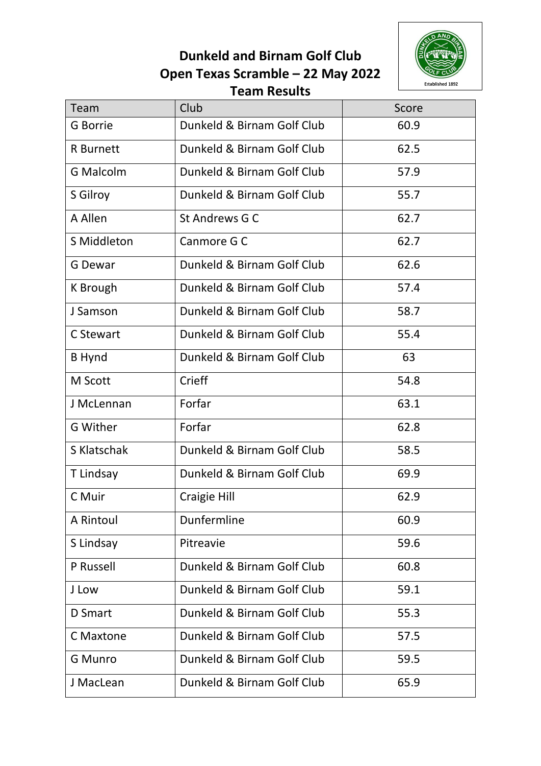# Dunkeld and Birnam Golf Club
## Open Texas Scramble – 22 May 2022
### Team Results

| Team | Club | Score |
|---|---|---|
| G Borrie | Dunkeld & Birnam Golf Club | 60.9 |
| R Burnett | Dunkeld & Birnam Golf Club | 62.5 |
| G Malcolm | Dunkeld & Birnam Golf Club | 57.9 |
| S Gilroy | Dunkeld & Birnam Golf Club | 55.7 |
| A Allen | St Andrews G C | 62.7 |
| S Middleton | Canmore G C | 62.7 |
| G Dewar | Dunkeld & Birnam Golf Club | 62.6 |
| K Brough | Dunkeld & Birnam Golf Club | 57.4 |
| J Samson | Dunkeld & Birnam Golf Club | 58.7 |
| C Stewart | Dunkeld & Birnam Golf Club | 55.4 |
| B Hynd | Dunkeld & Birnam Golf Club | 63 |
| M Scott | Crieff | 54.8 |
| J McLennan | Forfar | 63.1 |
| G Wither | Forfar | 62.8 |
| S Klatschak | Dunkeld & Birnam Golf Club | 58.5 |
| T Lindsay | Dunkeld & Birnam Golf Club | 69.9 |
| C Muir | Craigie Hill | 62.9 |
| A Rintoul | Dunfermline | 60.9 |
| S Lindsay | Pitreavie | 59.6 |
| P Russell | Dunkeld & Birnam Golf Club | 60.8 |
| J Low | Dunkeld & Birnam Golf Club | 59.1 |
| D Smart | Dunkeld & Birnam Golf Club | 55.3 |
| C Maxtone | Dunkeld & Birnam Golf Club | 57.5 |
| G Munro | Dunkeld & Birnam Golf Club | 59.5 |
| J MacLean | Dunkeld & Birnam Golf Club | 65.9 |